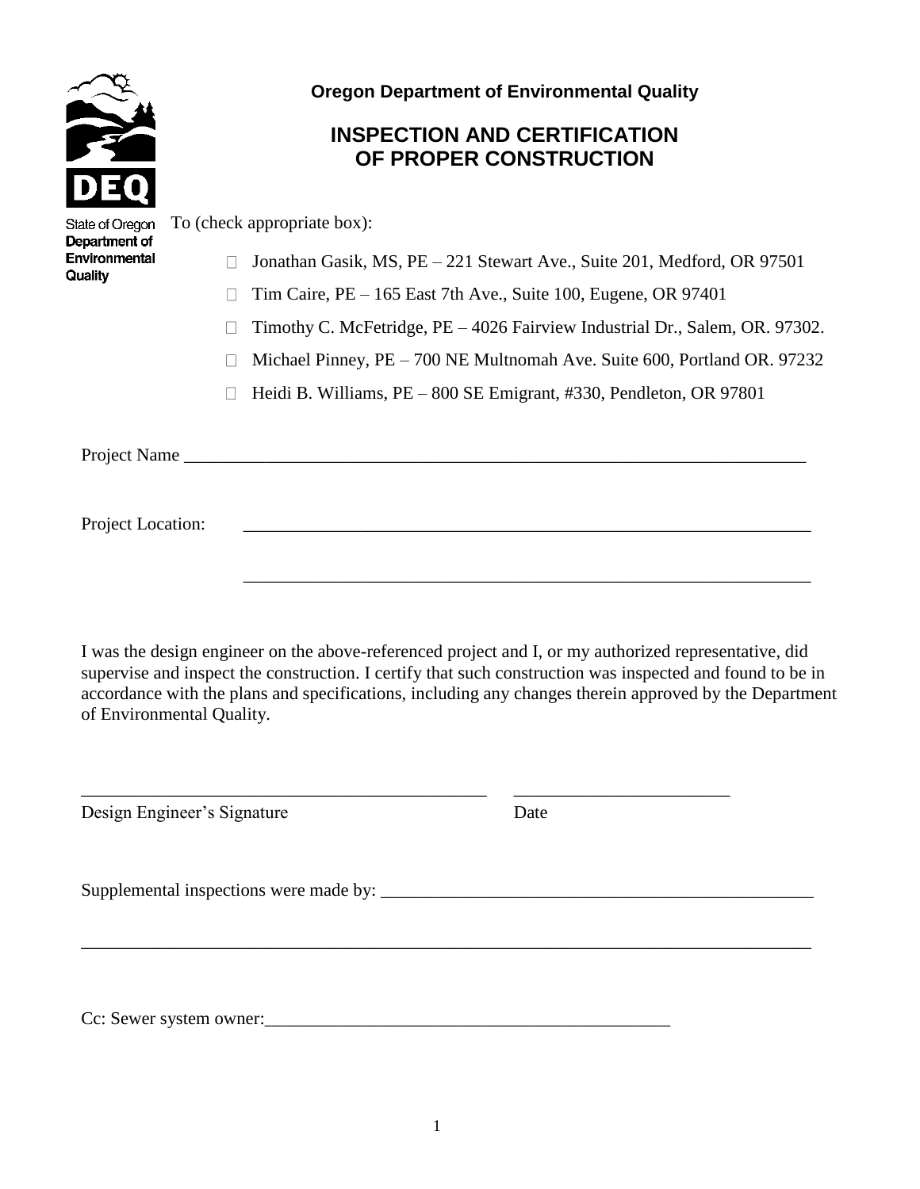State of Oregon
Department of Environmental Quality

**Oregon Department of Environmental Quality**

# INSPECTION AND CERTIFICATION OF PROPER CONSTRUCTION

To (check appropriate box):

- ☐ Jonathan Gasik, MS, PE – 221 Stewart Ave., Suite 201, Medford, OR 97501
- ☐ Tim Caire, PE – 165 East 7th Ave., Suite 100, Eugene, OR 97401
- ☐ Timothy C. McFetridge, PE – 4026 Fairview Industrial Dr., Salem, OR. 97302.
- ☐ Michael Pinney, PE – 700 NE Multnomah Ave. Suite 600, Portland OR. 97232
- ☐ Heidi B. Williams, PE – 800 SE Emigrant, #330, Pendleton, OR 97801

Project Name ______________________________________________________________________

Project Location: ____________________________________________________________

____________________________________________________________

I was the design engineer on the above-referenced project and I, or my authorized representative, did supervise and inspect the construction. I certify that such construction was inspected and found to be in accordance with the plans and specifications, including any changes therein approved by the Department of Environmental Quality.

_____________________________________________ ________________________
Design Engineer's Signature Date

Supplemental inspections were made by: ________________________________________________

_________________________________________________________________________________

Cc: Sewer system owner:_____________________________________________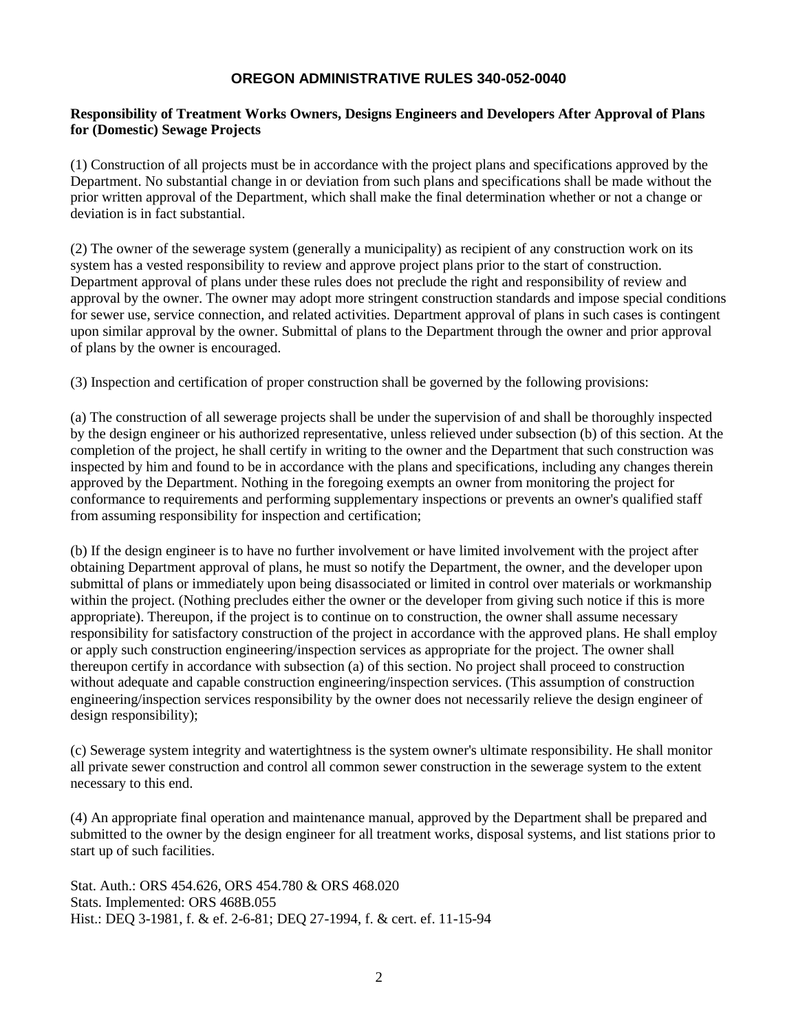# OREGON ADMINISTRATIVE RULES 340-052-0040

**Responsibility of Treatment Works Owners, Designs Engineers and Developers After Approval of Plans for (Domestic) Sewage Projects**

(1) Construction of all projects must be in accordance with the project plans and specifications approved by the Department. No substantial change in or deviation from such plans and specifications shall be made without the prior written approval of the Department, which shall make the final determination whether or not a change or deviation is in fact substantial.

(2) The owner of the sewerage system (generally a municipality) as recipient of any construction work on its system has a vested responsibility to review and approve project plans prior to the start of construction. Department approval of plans under these rules does not preclude the right and responsibility of review and approval by the owner. The owner may adopt more stringent construction standards and impose special conditions for sewer use, service connection, and related activities. Department approval of plans in such cases is contingent upon similar approval by the owner. Submittal of plans to the Department through the owner and prior approval of plans by the owner is encouraged.

(3) Inspection and certification of proper construction shall be governed by the following provisions:

(a) The construction of all sewerage projects shall be under the supervision of and shall be thoroughly inspected by the design engineer or his authorized representative, unless relieved under subsection (b) of this section. At the completion of the project, he shall certify in writing to the owner and the Department that such construction was inspected by him and found to be in accordance with the plans and specifications, including any changes therein approved by the Department. Nothing in the foregoing exempts an owner from monitoring the project for conformance to requirements and performing supplementary inspections or prevents an owner's qualified staff from assuming responsibility for inspection and certification;

(b) If the design engineer is to have no further involvement or have limited involvement with the project after obtaining Department approval of plans, he must so notify the Department, the owner, and the developer upon submittal of plans or immediately upon being disassociated or limited in control over materials or workmanship within the project. (Nothing precludes either the owner or the developer from giving such notice if this is more appropriate). Thereupon, if the project is to continue on to construction, the owner shall assume necessary responsibility for satisfactory construction of the project in accordance with the approved plans. He shall employ or apply such construction engineering/inspection services as appropriate for the project. The owner shall thereupon certify in accordance with subsection (a) of this section. No project shall proceed to construction without adequate and capable construction engineering/inspection services. (This assumption of construction engineering/inspection services responsibility by the owner does not necessarily relieve the design engineer of design responsibility);

(c) Sewerage system integrity and watertightness is the system owner's ultimate responsibility. He shall monitor all private sewer construction and control all common sewer construction in the sewerage system to the extent necessary to this end.

(4) An appropriate final operation and maintenance manual, approved by the Department shall be prepared and submitted to the owner by the design engineer for all treatment works, disposal systems, and list stations prior to start up of such facilities.

Stat. Auth.: ORS 454.626, ORS 454.780 & ORS 468.020
Stats. Implemented: ORS 468B.055
Hist.: DEQ 3-1981, f. & ef. 2-6-81; DEQ 27-1994, f. & cert. ef. 11-15-94